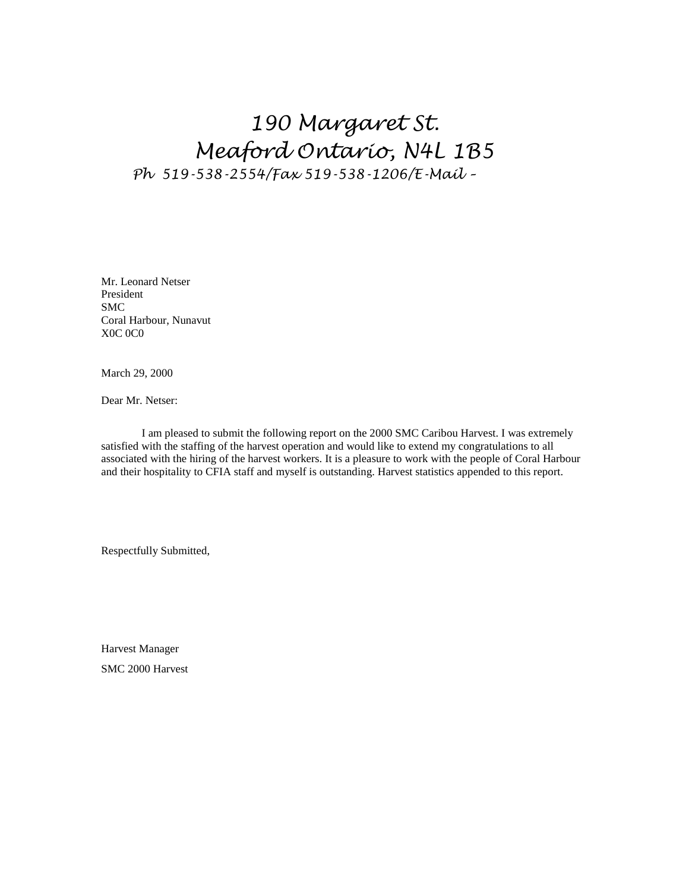190 Margaret St.
Meaford Ontario, N4L 1B5
Ph 519-538-2554/Fax 519-538-1206/E-Mail –

Mr. Leonard Netser
President
SMC
Coral Harbour, Nunavut
X0C 0C0

March 29, 2000

Dear Mr. Netser:

I am pleased to submit the following report on the 2000 SMC Caribou Harvest. I was extremely satisfied with the staffing of the harvest operation and would like to extend my congratulations to all associated with the hiring of the harvest workers. It is a pleasure to work with the people of Coral Harbour and their hospitality to CFIA staff and myself is outstanding. Harvest statistics appended to this report.

Respectfully Submitted,

Harvest Manager

SMC 2000 Harvest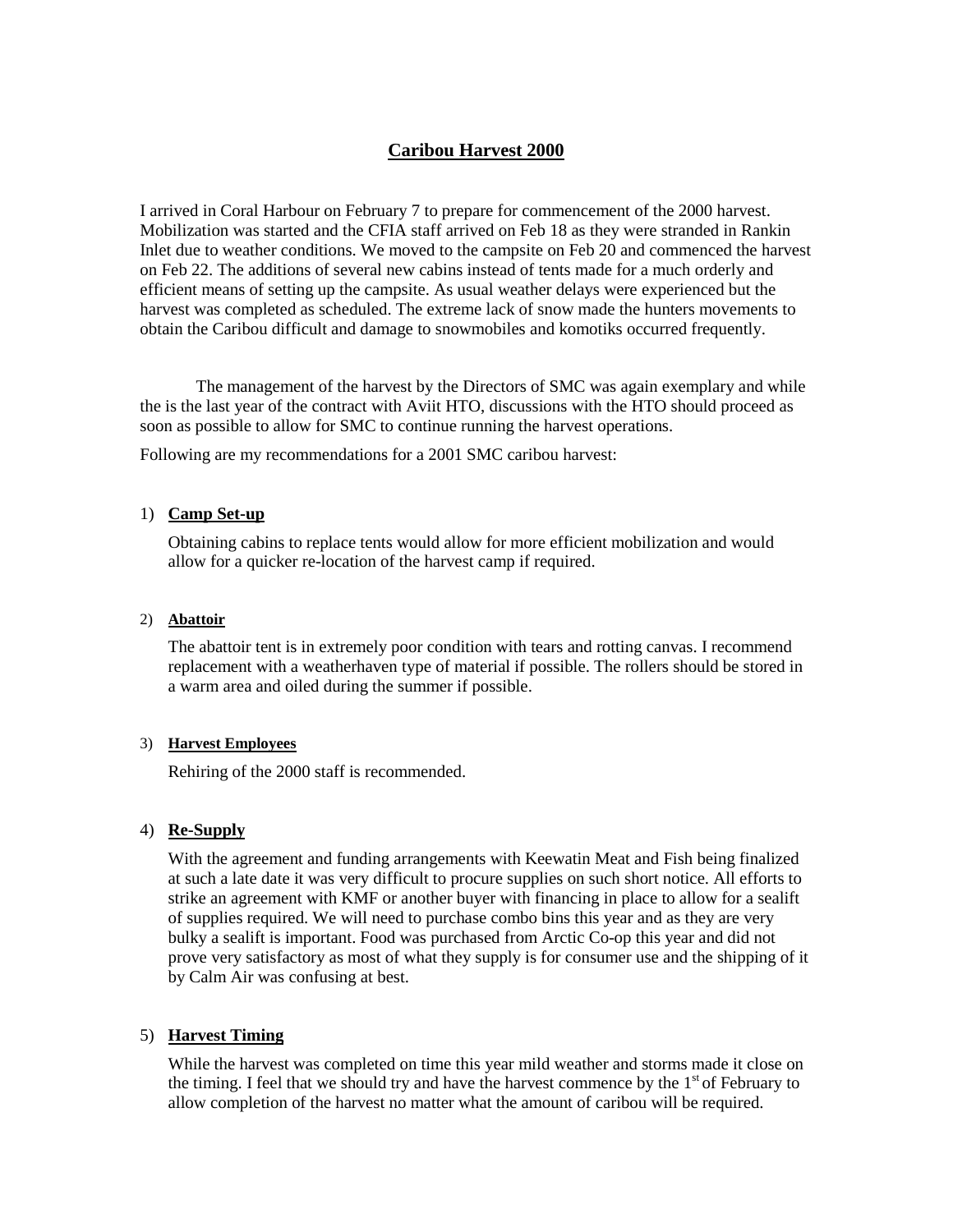# Caribou Harvest 2000

I arrived in Coral Harbour on February 7 to prepare for commencement of the 2000 harvest. Mobilization was started and the CFIA staff arrived on Feb 18 as they were stranded in Rankin Inlet due to weather conditions. We moved to the campsite on Feb 20 and commenced the harvest on Feb 22. The additions of several new cabins instead of tents made for a much orderly and efficient means of setting up the campsite. As usual weather delays were experienced but the harvest was completed as scheduled. The extreme lack of snow made the hunters movements to obtain the Caribou difficult and damage to snowmobiles and komotiks occurred frequently.

The management of the harvest by the Directors of SMC was again exemplary and while the is the last year of the contract with Aviit HTO, discussions with the HTO should proceed as soon as possible to allow for SMC to continue running the harvest operations.

Following are my recommendations for a 2001 SMC caribou harvest:

1) **Camp Set-up**

   Obtaining cabins to replace tents would allow for more efficient mobilization and would allow for a quicker re-location of the harvest camp if required.

2) **Abattoir**

   The abattoir tent is in extremely poor condition with tears and rotting canvas. I recommend replacement with a weatherhaven type of material if possible. The rollers should be stored in a warm area and oiled during the summer if possible.

3) **Harvest Employees**

   Rehiring of the 2000 staff is recommended.

4) **Re-Supply**

   With the agreement and funding arrangements with Keewatin Meat and Fish being finalized at such a late date it was very difficult to procure supplies on such short notice. All efforts to strike an agreement with KMF or another buyer with financing in place to allow for a sealift of supplies required. We will need to purchase combo bins this year and as they are very bulky a sealift is important. Food was purchased from Arctic Co-op this year and did not prove very satisfactory as most of what they supply is for consumer use and the shipping of it by Calm Air was confusing at best.

5) **Harvest Timing**

   While the harvest was completed on time this year mild weather and storms made it close on the timing. I feel that we should try and have the harvest commence by the 1st of February to allow completion of the harvest no matter what the amount of caribou will be required.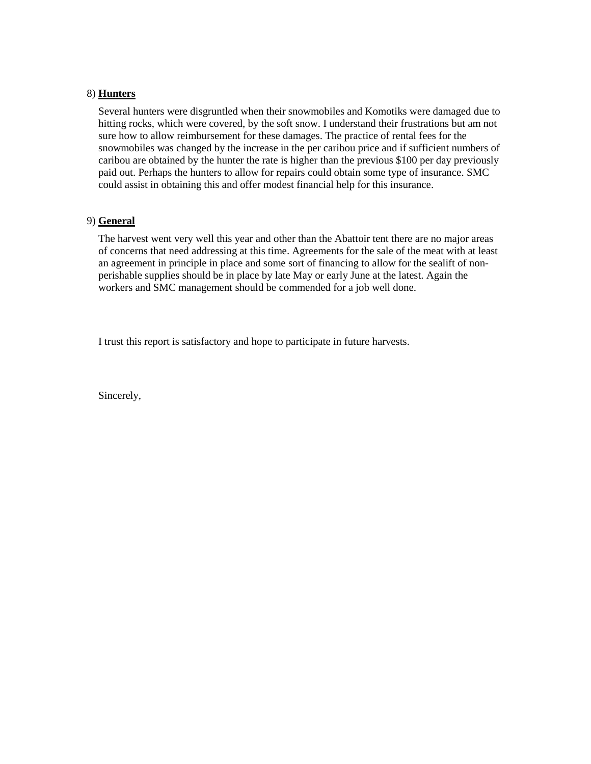8) **Hunters**

Several hunters were disgruntled when their snowmobiles and Komotiks were damaged due to hitting rocks, which were covered, by the soft snow. I understand their frustrations but am not sure how to allow reimbursement for these damages. The practice of rental fees for the snowmobiles was changed by the increase in the per caribou price and if sufficient numbers of caribou are obtained by the hunter the rate is higher than the previous $100 per day previously paid out. Perhaps the hunters to allow for repairs could obtain some type of insurance. SMC could assist in obtaining this and offer modest financial help for this insurance.

9) **General**

The harvest went very well this year and other than the Abattoir tent there are no major areas of concerns that need addressing at this time. Agreements for the sale of the meat with at least an agreement in principle in place and some sort of financing to allow for the sealift of non-perishable supplies should be in place by late May or early June at the latest. Again the workers and SMC management should be commended for a job well done.

I trust this report is satisfactory and hope to participate in future harvests.

Sincerely,